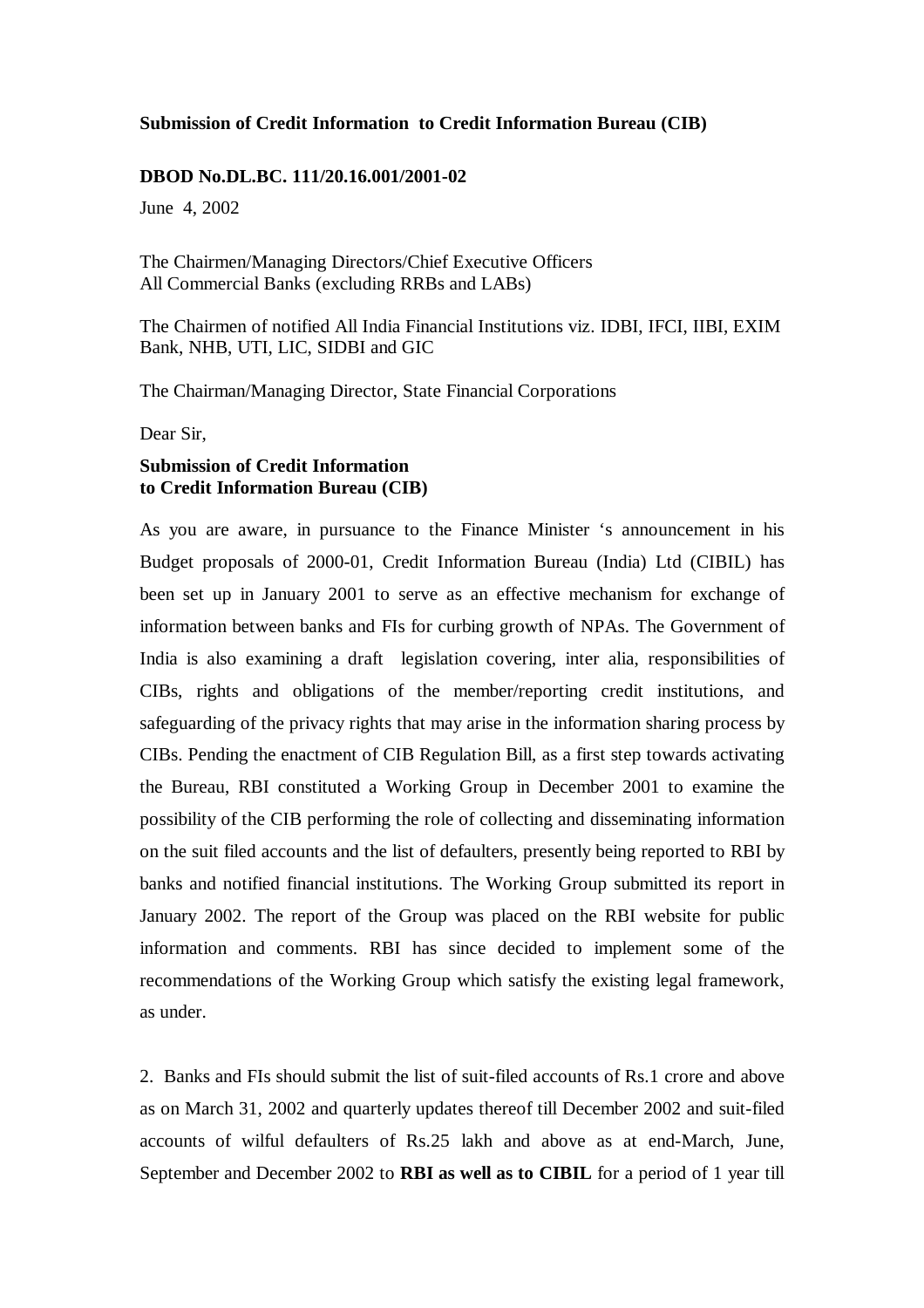**Submission of Credit Information to Credit Information Bureau (CIB)**

**DBOD No.DL.BC. 111/20.16.001/2001-02**

June 4, 2002

The Chairmen/Managing Directors/Chief Executive Officers
All Commercial Banks (excluding RRBs and LABs)

The Chairmen of notified All India Financial Institutions viz. IDBI, IFCI, IIBI, EXIM Bank, NHB, UTI, LIC, SIDBI and GIC

The Chairman/Managing Director, State Financial Corporations

Dear Sir,

**Submission of Credit Information**
**to Credit Information Bureau (CIB)**

As you are aware, in pursuance to the Finance Minister 's announcement in his Budget proposals of 2000-01, Credit Information Bureau (India) Ltd (CIBIL) has been set up in January 2001 to serve as an effective mechanism for exchange of information between banks and FIs for curbing growth of NPAs. The Government of India is also examining a draft legislation covering, inter alia, responsibilities of CIBs, rights and obligations of the member/reporting credit institutions, and safeguarding of the privacy rights that may arise in the information sharing process by CIBs. Pending the enactment of CIB Regulation Bill, as a first step towards activating the Bureau, RBI constituted a Working Group in December 2001 to examine the possibility of the CIB performing the role of collecting and disseminating information on the suit filed accounts and the list of defaulters, presently being reported to RBI by banks and notified financial institutions. The Working Group submitted its report in January 2002. The report of the Group was placed on the RBI website for public information and comments. RBI has since decided to implement some of the recommendations of the Working Group which satisfy the existing legal framework, as under.

2. Banks and FIs should submit the list of suit-filed accounts of Rs.1 crore and above as on March 31, 2002 and quarterly updates thereof till December 2002 and suit-filed accounts of wilful defaulters of Rs.25 lakh and above as at end-March, June, September and December 2002 to **RBI as well as to CIBIL** for a period of 1 year till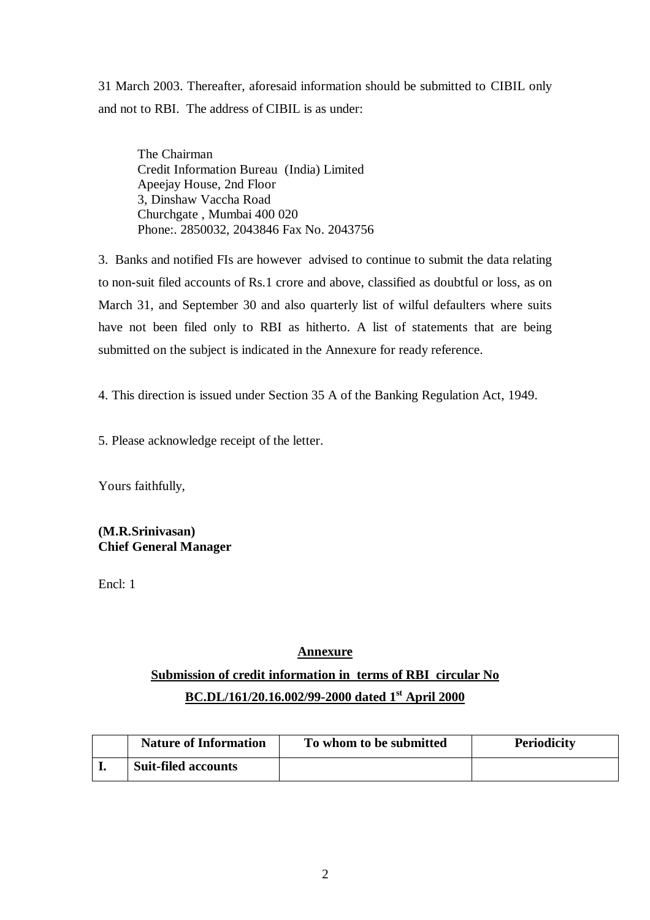31 March 2003. Thereafter, aforesaid information should be submitted to CIBIL only and not to RBI. The address of CIBIL is as under:

> The Chairman
> Credit Information Bureau (India) Limited
> Apeejay House, 2nd Floor
> 3, Dinshaw Vaccha Road
> Churchgate , Mumbai 400 020
> Phone:. 2850032, 2043846 Fax No. 2043756

3. Banks and notified FIs are however advised to continue to submit the data relating to non-suit filed accounts of Rs.1 crore and above, classified as doubtful or loss, as on March 31, and September 30 and also quarterly list of wilful defaulters where suits have not been filed only to RBI as hitherto. A list of statements that are being submitted on the subject is indicated in the Annexure for ready reference.

4. This direction is issued under Section 35 A of the Banking Regulation Act, 1949.

5. Please acknowledge receipt of the letter.

Yours faithfully,

**(M.R.Srinivasan)**
**Chief General Manager**

Encl: 1

## Annexure

## Submission of credit information in terms of RBI circular No BC.DL/161/20.16.002/99-2000 dated 1st April 2000

| | Nature of Information | To whom to be submitted | Periodicity |
|---|---|---|---|
| **I.** | **Suit-filed accounts** | | |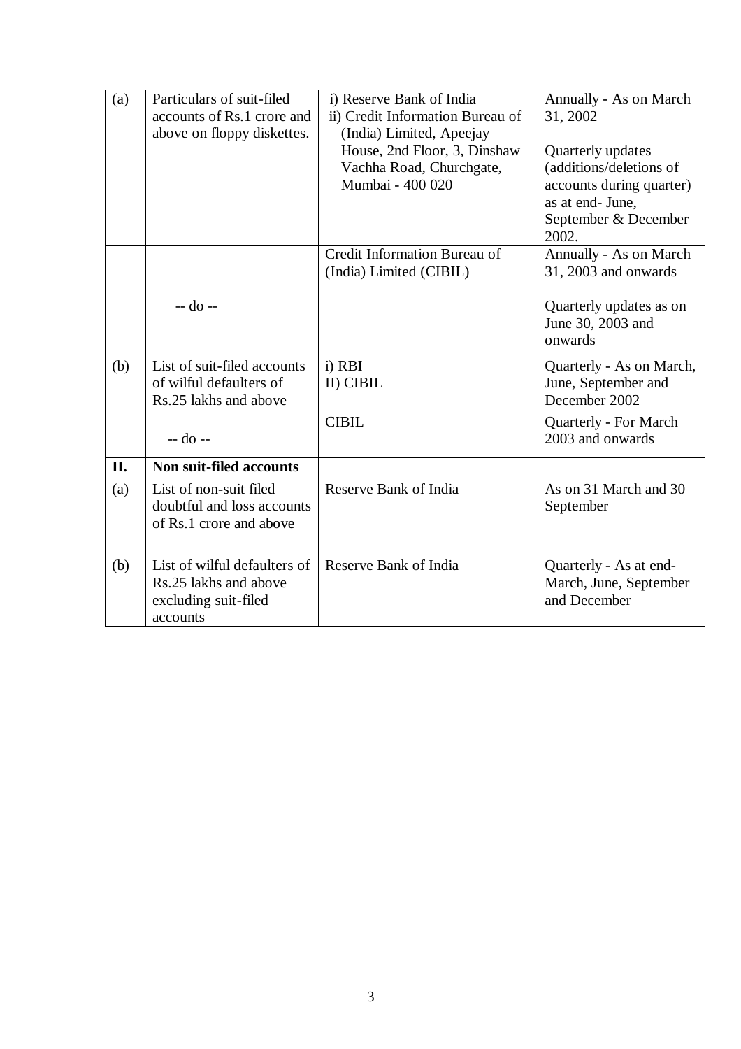| | | | |
|---|---|---|---|
| (a) | Particulars of suit-filed accounts of Rs.1 crore and above on floppy diskettes. | i) Reserve Bank of India<br>ii) Credit Information Bureau of (India) Limited, Apeejay House, 2nd Floor, 3, Dinshaw Vachha Road, Churchgate, Mumbai - 400 020 | Annually - As on March 31, 2002<br><br>Quarterly updates (additions/deletions of accounts during quarter) as at end- June, September & December 2002. |
| | -- do -- | Credit Information Bureau of (India) Limited (CIBIL) | Annually - As on March 31, 2003 and onwards<br><br>Quarterly updates as on June 30, 2003 and onwards |
| (b) | List of suit-filed accounts of wilful defaulters of Rs.25 lakhs and above | i) RBI<br>II) CIBIL | Quarterly - As on March, June, September and December 2002 |
| | -- do -- | CIBIL | Quarterly - For March 2003 and onwards |
| **II.** | **Non suit-filed accounts** | | |
| (a) | List of non-suit filed doubtful and loss accounts of Rs.1 crore and above | Reserve Bank of India | As on 31 March and 30 September |
| (b) | List of wilful defaulters of Rs.25 lakhs and above excluding suit-filed accounts | Reserve Bank of India | Quarterly - As at end-March, June, September and December |